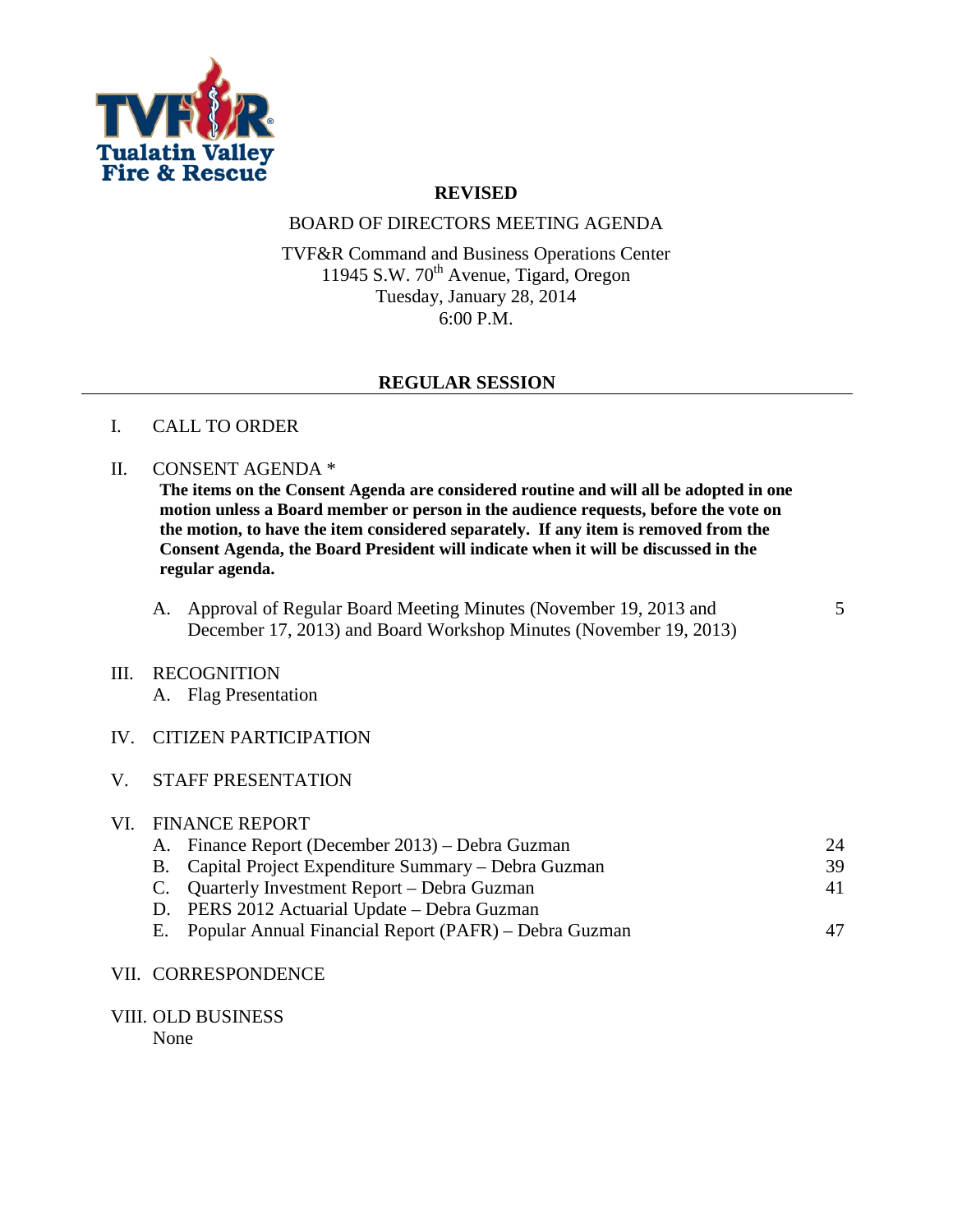Tualatin Valley Fire & Rescue

**REVISED**

BOARD OF DIRECTORS MEETING AGENDA

TVF&R Command and Business Operations Center
11945 S.W. 70th Avenue, Tigard, Oregon
Tuesday, January 28, 2014
6:00 P.M.

## REGULAR SESSION

I. CALL TO ORDER

II. CONSENT AGENDA *

**The items on the Consent Agenda are considered routine and will all be adopted in one motion unless a Board member or person in the audience requests, before the vote on the motion, to have the item considered separately. If any item is removed from the Consent Agenda, the Board President will indicate when it will be discussed in the regular agenda.**

A. Approval of Regular Board Meeting Minutes (November 19, 2013 and December 17, 2013) and Board Workshop Minutes (November 19, 2013) — 5

III. RECOGNITION

A. Flag Presentation

IV. CITIZEN PARTICIPATION

V. STAFF PRESENTATION

VI. FINANCE REPORT

A. Finance Report (December 2013) – Debra Guzman — 24

B. Capital Project Expenditure Summary – Debra Guzman — 39

C. Quarterly Investment Report – Debra Guzman — 41

D. PERS 2012 Actuarial Update – Debra Guzman

E. Popular Annual Financial Report (PAFR) – Debra Guzman — 47

VII. CORRESPONDENCE

VIII. OLD BUSINESS

None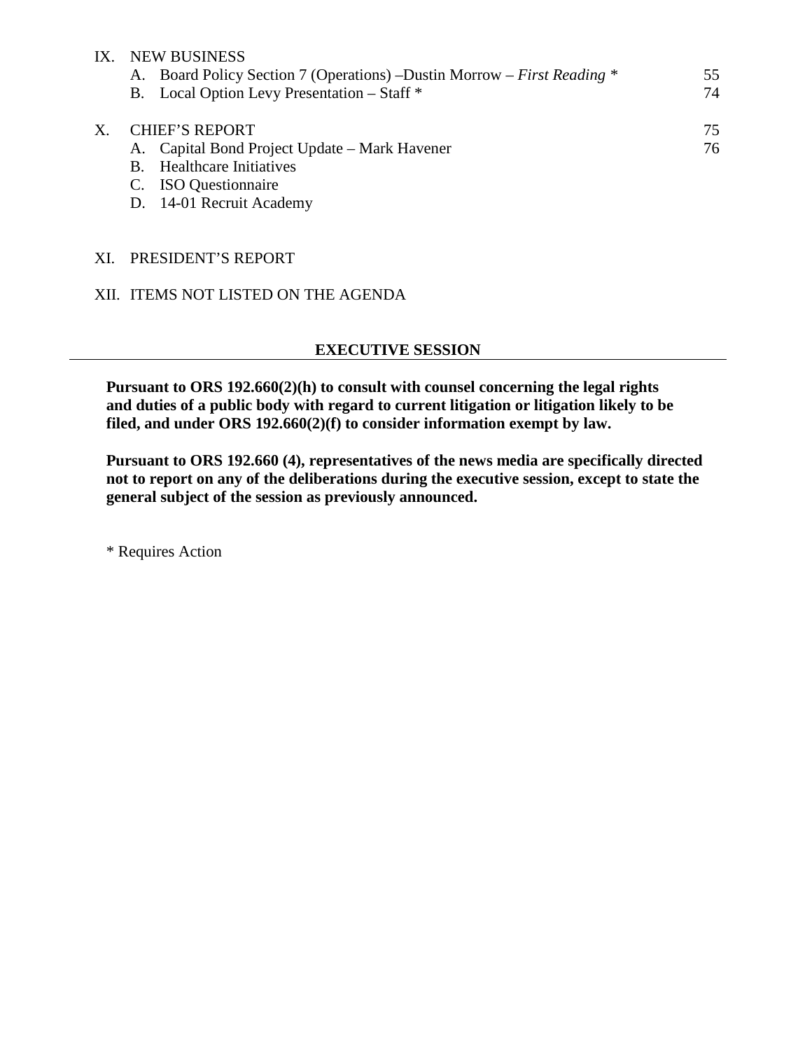IX. NEW BUSINESS
  A. Board Policy Section 7 (Operations) –Dustin Morrow – *First Reading* * 55
  B. Local Option Levy Presentation – Staff * 74

X. CHIEF'S REPORT 75
  A. Capital Bond Project Update – Mark Havener 76
  B. Healthcare Initiatives
  C. ISO Questionnaire
  D. 14-01 Recruit Academy

XI. PRESIDENT'S REPORT

XII. ITEMS NOT LISTED ON THE AGENDA

## EXECUTIVE SESSION

**Pursuant to ORS 192.660(2)(h) to consult with counsel concerning the legal rights and duties of a public body with regard to current litigation or litigation likely to be filed, and under ORS 192.660(2)(f) to consider information exempt by law.**

**Pursuant to ORS 192.660 (4), representatives of the news media are specifically directed not to report on any of the deliberations during the executive session, except to state the general subject of the session as previously announced.**

* Requires Action